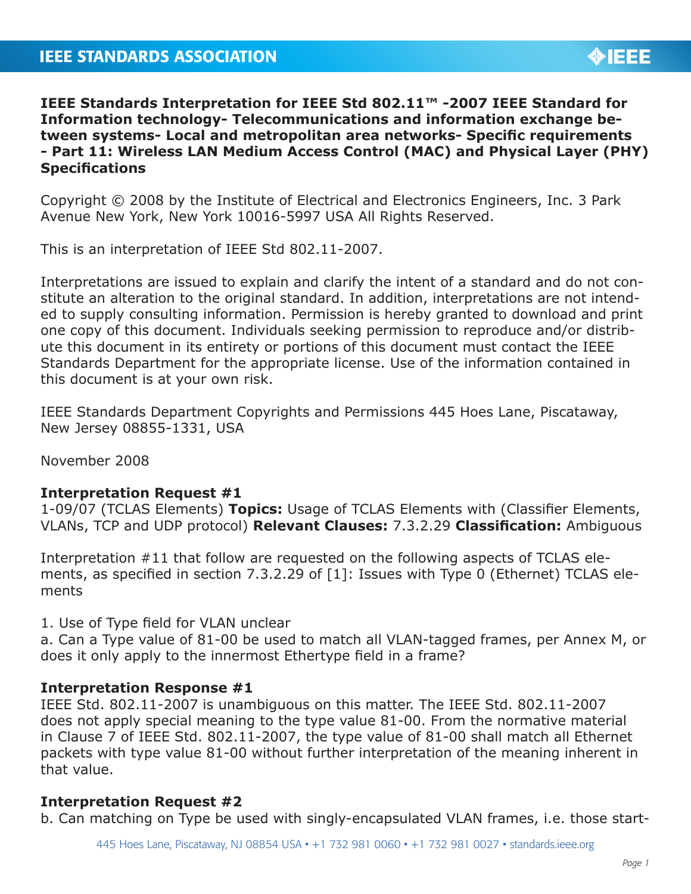**IEEE Standards Interpretation for IEEE Std 802.11™ -2007 IEEE Standard for Information technology- Telecommunications and information exchange between systems- Local and metropolitan area networks- Specific requirements - Part 11: Wireless LAN Medium Access Control (MAC) and Physical Layer (PHY) Specifications**

Copyright © 2008 by the Institute of Electrical and Electronics Engineers, Inc. 3 Park Avenue New York, New York 10016-5997 USA All Rights Reserved.

This is an interpretation of IEEE Std 802.11-2007.

Interpretations are issued to explain and clarify the intent of a standard and do not constitute an alteration to the original standard. In addition, interpretations are not intended to supply consulting information. Permission is hereby granted to download and print one copy of this document. Individuals seeking permission to reproduce and/or distribute this document in its entirety or portions of this document must contact the IEEE Standards Department for the appropriate license. Use of the information contained in this document is at your own risk.

IEEE Standards Department Copyrights and Permissions 445 Hoes Lane, Piscataway, New Jersey 08855-1331, USA

November 2008

**Interpretation Request #1**
1-09/07 (TCLAS Elements) **Topics:** Usage of TCLAS Elements with (Classifier Elements, VLANs, TCP and UDP protocol) **Relevant Clauses:** 7.3.2.29 **Classification:** Ambiguous

Interpretation #11 that follow are requested on the following aspects of TCLAS elements, as specified in section 7.3.2.29 of [1]: Issues with Type 0 (Ethernet) TCLAS elements

1. Use of Type field for VLAN unclear
a. Can a Type value of 81-00 be used to match all VLAN-tagged frames, per Annex M, or does it only apply to the innermost Ethertype field in a frame?

**Interpretation Response #1**
IEEE Std. 802.11-2007 is unambiguous on this matter. The IEEE Std. 802.11-2007 does not apply special meaning to the type value 81-00. From the normative material in Clause 7 of IEEE Std. 802.11-2007, the type value of 81-00 shall match all Ethernet packets with type value 81-00 without further interpretation of the meaning inherent in that value.

**Interpretation Request #2**
b. Can matching on Type be used with singly-encapsulated VLAN frames, i.e. those start-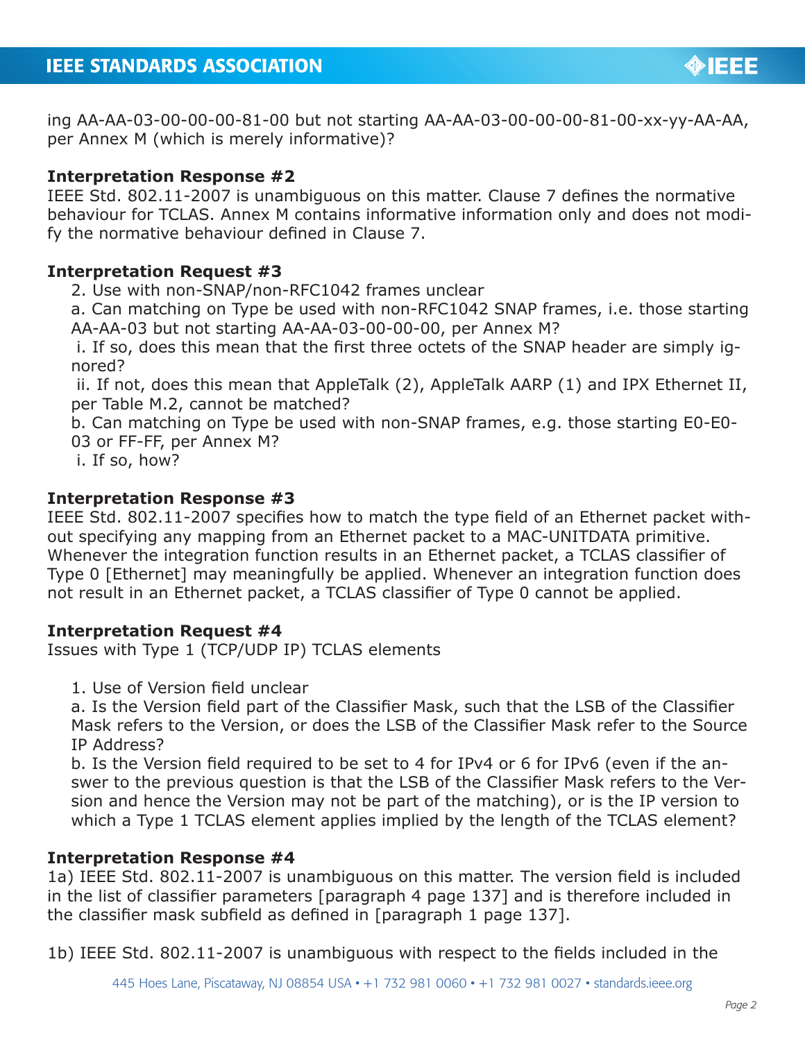ing AA-AA-03-00-00-00-81-00 but not starting AA-AA-03-00-00-00-81-00-xx-yy-AA-AA, per Annex M (which is merely informative)?

**Interpretation Response #2**
IEEE Std. 802.11-2007 is unambiguous on this matter. Clause 7 defines the normative behaviour for TCLAS. Annex M contains informative information only and does not modify the normative behaviour defined in Clause 7.

**Interpretation Request #3**

2. Use with non-SNAP/non-RFC1042 frames unclear

a. Can matching on Type be used with non-RFC1042 SNAP frames, i.e. those starting AA-AA-03 but not starting AA-AA-03-00-00-00, per Annex M?

i. If so, does this mean that the first three octets of the SNAP header are simply ignored?

ii. If not, does this mean that AppleTalk (2), AppleTalk AARP (1) and IPX Ethernet II, per Table M.2, cannot be matched?

b. Can matching on Type be used with non-SNAP frames, e.g. those starting E0-E0-03 or FF-FF, per Annex M?

i. If so, how?

**Interpretation Response #3**
IEEE Std. 802.11-2007 specifies how to match the type field of an Ethernet packet without specifying any mapping from an Ethernet packet to a MAC-UNITDATA primitive. Whenever the integration function results in an Ethernet packet, a TCLAS classifier of Type 0 [Ethernet] may meaningfully be applied. Whenever an integration function does not result in an Ethernet packet, a TCLAS classifier of Type 0 cannot be applied.

**Interpretation Request #4**
Issues with Type 1 (TCP/UDP IP) TCLAS elements

1. Use of Version field unclear

a. Is the Version field part of the Classifier Mask, such that the LSB of the Classifier Mask refers to the Version, or does the LSB of the Classifier Mask refer to the Source IP Address?

b. Is the Version field required to be set to 4 for IPv4 or 6 for IPv6 (even if the answer to the previous question is that the LSB of the Classifier Mask refers to the Version and hence the Version may not be part of the matching), or is the IP version to which a Type 1 TCLAS element applies implied by the length of the TCLAS element?

**Interpretation Response #4**
1a) IEEE Std. 802.11-2007 is unambiguous on this matter. The version field is included in the list of classifier parameters [paragraph 4 page 137] and is therefore included in the classifier mask subfield as defined in [paragraph 1 page 137].

1b) IEEE Std. 802.11-2007 is unambiguous with respect to the fields included in the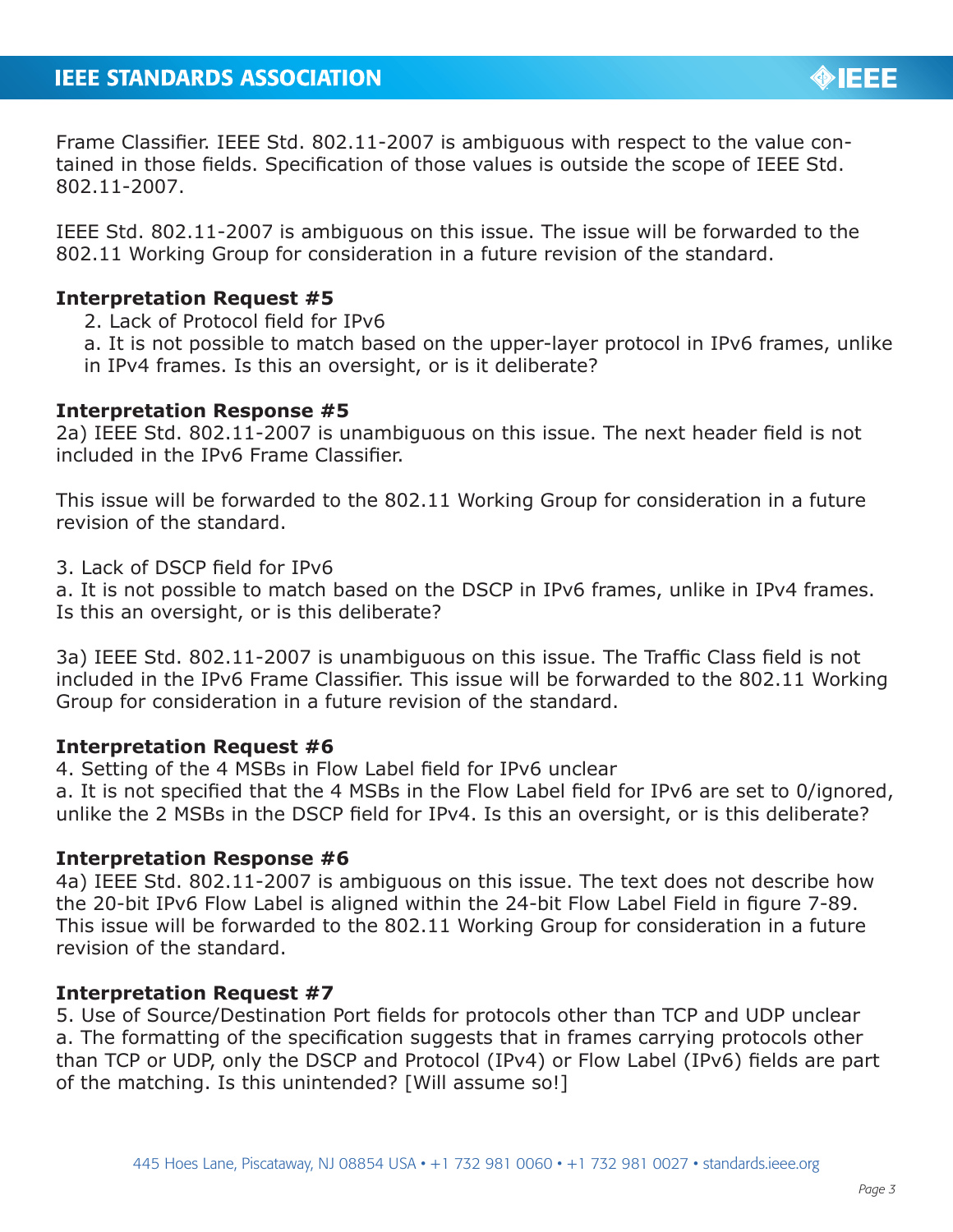Frame Classifier. IEEE Std. 802.11-2007 is ambiguous with respect to the value contained in those fields. Specification of those values is outside the scope of IEEE Std. 802.11-2007.

IEEE Std. 802.11-2007 is ambiguous on this issue. The issue will be forwarded to the 802.11 Working Group for consideration in a future revision of the standard.

**Interpretation Request #5**

2. Lack of Protocol field for IPv6

a. It is not possible to match based on the upper-layer protocol in IPv6 frames, unlike in IPv4 frames. Is this an oversight, or is it deliberate?

**Interpretation Response #5**

2a) IEEE Std. 802.11-2007 is unambiguous on this issue. The next header field is not included in the IPv6 Frame Classifier.

This issue will be forwarded to the 802.11 Working Group for consideration in a future revision of the standard.

3. Lack of DSCP field for IPv6

a. It is not possible to match based on the DSCP in IPv6 frames, unlike in IPv4 frames. Is this an oversight, or is this deliberate?

3a) IEEE Std. 802.11-2007 is unambiguous on this issue. The Traffic Class field is not included in the IPv6 Frame Classifier. This issue will be forwarded to the 802.11 Working Group for consideration in a future revision of the standard.

**Interpretation Request #6**

4. Setting of the 4 MSBs in Flow Label field for IPv6 unclear

a. It is not specified that the 4 MSBs in the Flow Label field for IPv6 are set to 0/ignored, unlike the 2 MSBs in the DSCP field for IPv4. Is this an oversight, or is this deliberate?

**Interpretation Response #6**

4a) IEEE Std. 802.11-2007 is ambiguous on this issue. The text does not describe how the 20-bit IPv6 Flow Label is aligned within the 24-bit Flow Label Field in figure 7-89. This issue will be forwarded to the 802.11 Working Group for consideration in a future revision of the standard.

**Interpretation Request #7**

5. Use of Source/Destination Port fields for protocols other than TCP and UDP unclear

a. The formatting of the specification suggests that in frames carrying protocols other than TCP or UDP, only the DSCP and Protocol (IPv4) or Flow Label (IPv6) fields are part of the matching. Is this unintended? [Will assume so!]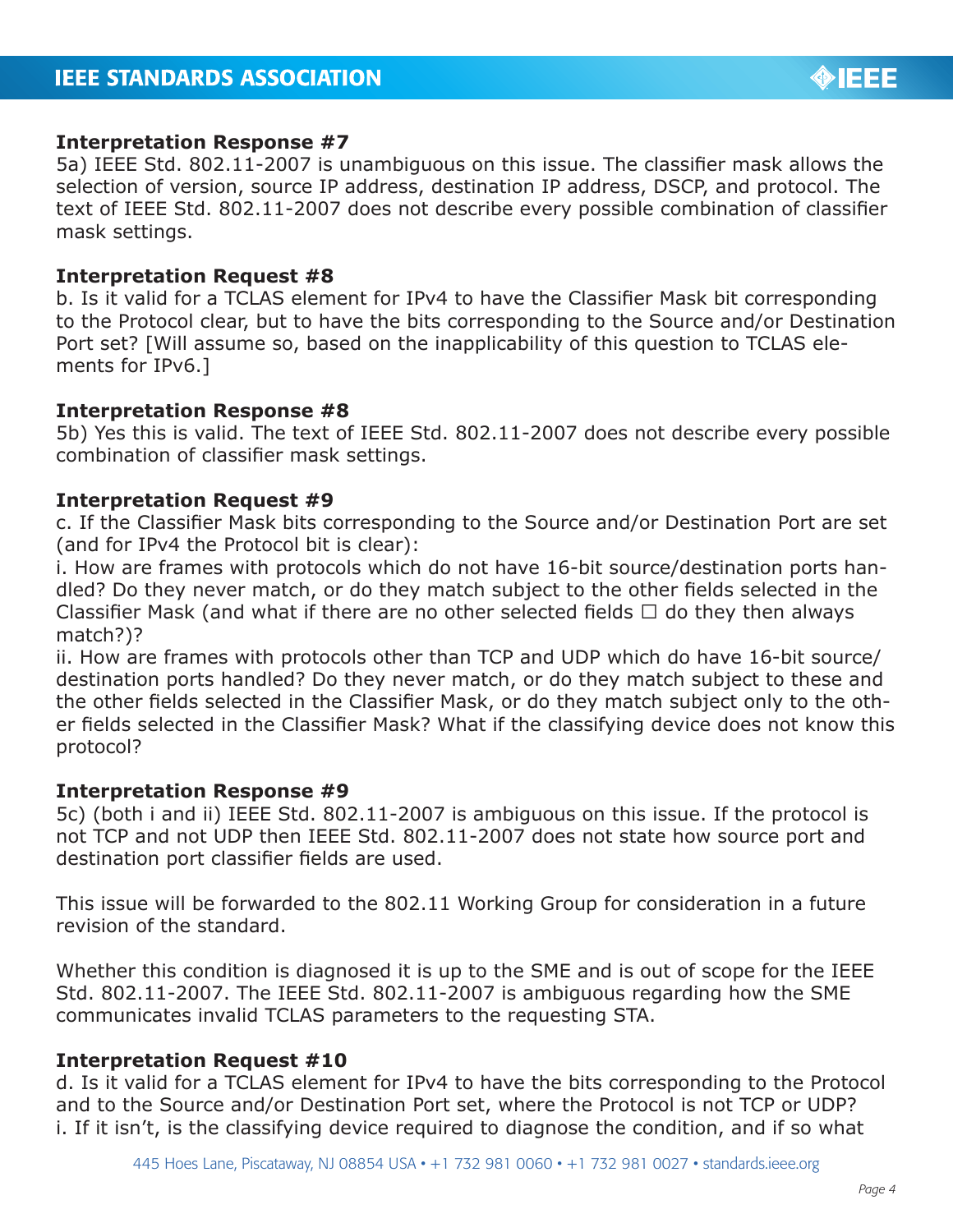**Interpretation Response #7**
5a) IEEE Std. 802.11-2007 is unambiguous on this issue. The classifier mask allows the selection of version, source IP address, destination IP address, DSCP, and protocol. The text of IEEE Std. 802.11-2007 does not describe every possible combination of classifier mask settings.

**Interpretation Request #8**
b. Is it valid for a TCLAS element for IPv4 to have the Classifier Mask bit corresponding to the Protocol clear, but to have the bits corresponding to the Source and/or Destination Port set? [Will assume so, based on the inapplicability of this question to TCLAS elements for IPv6.]

**Interpretation Response #8**
5b) Yes this is valid. The text of IEEE Std. 802.11-2007 does not describe every possible combination of classifier mask settings.

**Interpretation Request #9**
c. If the Classifier Mask bits corresponding to the Source and/or Destination Port are set (and for IPv4 the Protocol bit is clear):
i. How are frames with protocols which do not have 16-bit source/destination ports handled? Do they never match, or do they match subject to the other fields selected in the Classifier Mask (and what if there are no other selected fields □ do they then always match?)?
ii. How are frames with protocols other than TCP and UDP which do have 16-bit source/destination ports handled? Do they never match, or do they match subject to these and the other fields selected in the Classifier Mask, or do they match subject only to the other fields selected in the Classifier Mask? What if the classifying device does not know this protocol?

**Interpretation Response #9**
5c) (both i and ii) IEEE Std. 802.11-2007 is ambiguous on this issue. If the protocol is not TCP and not UDP then IEEE Std. 802.11-2007 does not state how source port and destination port classifier fields are used.

This issue will be forwarded to the 802.11 Working Group for consideration in a future revision of the standard.

Whether this condition is diagnosed it is up to the SME and is out of scope for the IEEE Std. 802.11-2007. The IEEE Std. 802.11-2007 is ambiguous regarding how the SME communicates invalid TCLAS parameters to the requesting STA.

**Interpretation Request #10**
d. Is it valid for a TCLAS element for IPv4 to have the bits corresponding to the Protocol and to the Source and/or Destination Port set, where the Protocol is not TCP or UDP?
i. If it isn't, is the classifying device required to diagnose the condition, and if so what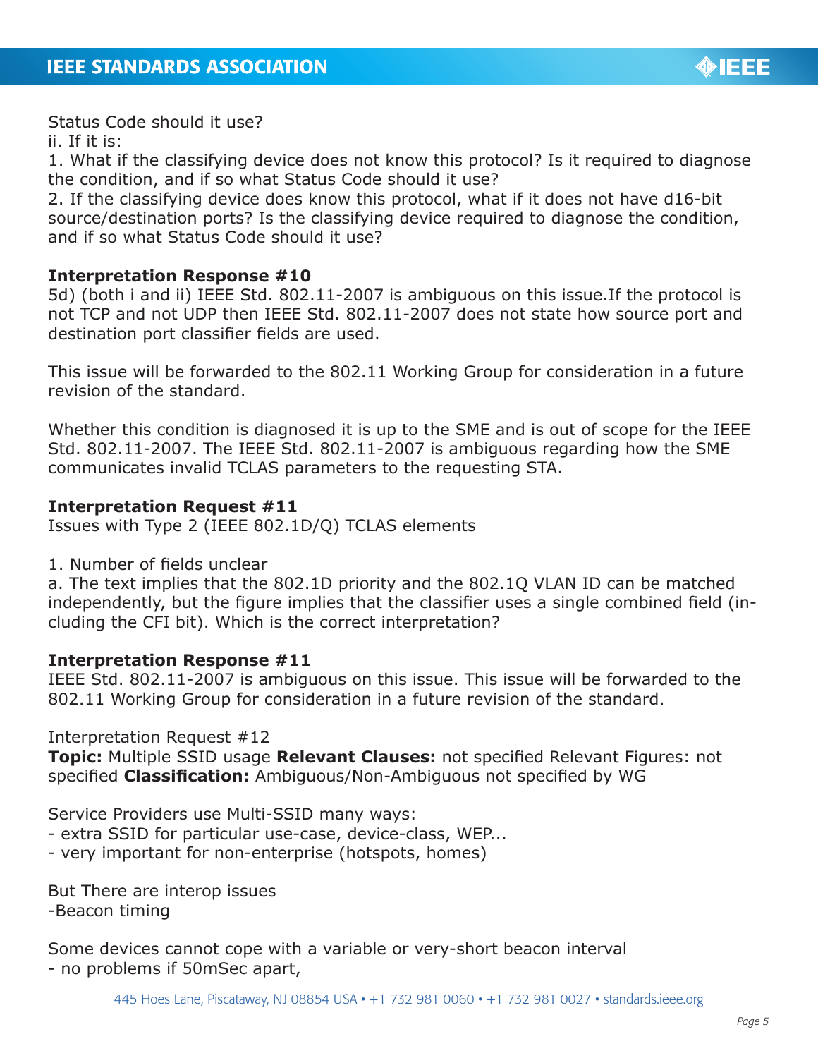Status Code should it use?
ii. If it is:
1. What if the classifying device does not know this protocol? Is it required to diagnose the condition, and if so what Status Code should it use?
2. If the classifying device does know this protocol, what if it does not have d16-bit source/destination ports? Is the classifying device required to diagnose the condition, and if so what Status Code should it use?

**Interpretation Response #10**
5d) (both i and ii) IEEE Std. 802.11-2007 is ambiguous on this issue.If the protocol is not TCP and not UDP then IEEE Std. 802.11-2007 does not state how source port and destination port classifier fields are used.

This issue will be forwarded to the 802.11 Working Group for consideration in a future revision of the standard.

Whether this condition is diagnosed it is up to the SME and is out of scope for the IEEE Std. 802.11-2007. The IEEE Std. 802.11-2007 is ambiguous regarding how the SME communicates invalid TCLAS parameters to the requesting STA.

**Interpretation Request #11**
Issues with Type 2 (IEEE 802.1D/Q) TCLAS elements

1. Number of fields unclear
a. The text implies that the 802.1D priority and the 802.1Q VLAN ID can be matched independently, but the figure implies that the classifier uses a single combined field (including the CFI bit). Which is the correct interpretation?

**Interpretation Response #11**
IEEE Std. 802.11-2007 is ambiguous on this issue. This issue will be forwarded to the 802.11 Working Group for consideration in a future revision of the standard.

Interpretation Request #12
**Topic:** Multiple SSID usage **Relevant Clauses:** not specified Relevant Figures: not specified **Classification:** Ambiguous/Non-Ambiguous not specified by WG

Service Providers use Multi-SSID many ways:
- extra SSID for particular use-case, device-class, WEP...
- very important for non-enterprise (hotspots, homes)

But There are interop issues
-Beacon timing

Some devices cannot cope with a variable or very-short beacon interval
- no problems if 50mSec apart,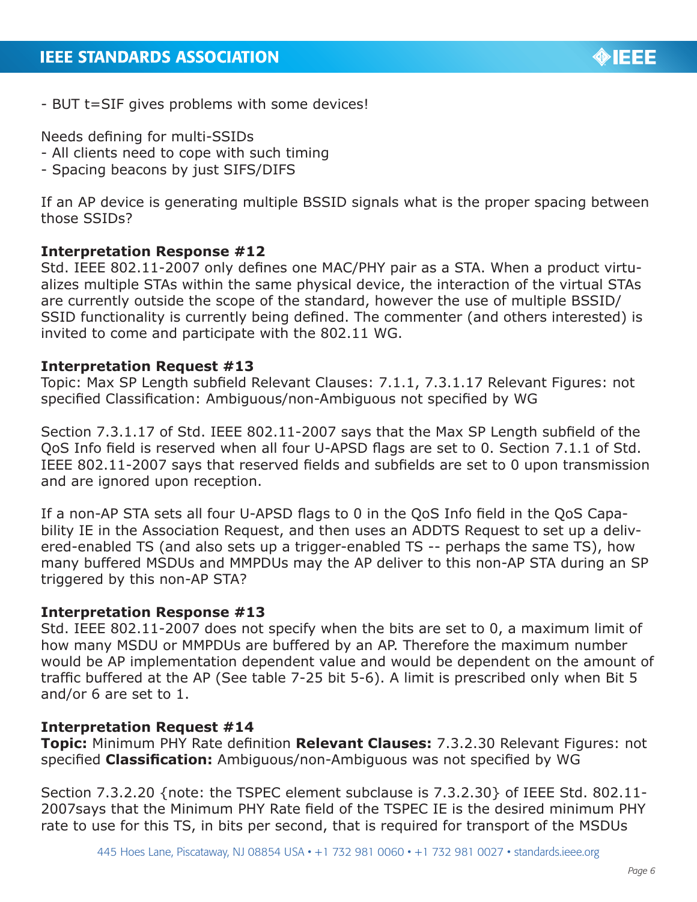- BUT t=SIF gives problems with some devices!

Needs defining for multi-SSIDs

- All clients need to cope with such timing
- Spacing beacons by just SIFS/DIFS

If an AP device is generating multiple BSSID signals what is the proper spacing between those SSIDs?

**Interpretation Response #12**

Std. IEEE 802.11-2007 only defines one MAC/PHY pair as a STA. When a product virtualizes multiple STAs within the same physical device, the interaction of the virtual STAs are currently outside the scope of the standard, however the use of multiple BSSID/SSID functionality is currently being defined. The commenter (and others interested) is invited to come and participate with the 802.11 WG.

**Interpretation Request #13**

Topic: Max SP Length subfield Relevant Clauses: 7.1.1, 7.3.1.17 Relevant Figures: not specified Classification: Ambiguous/non-Ambiguous not specified by WG

Section 7.3.1.17 of Std. IEEE 802.11-2007 says that the Max SP Length subfield of the QoS Info field is reserved when all four U-APSD flags are set to 0. Section 7.1.1 of Std. IEEE 802.11-2007 says that reserved fields and subfields are set to 0 upon transmission and are ignored upon reception.

If a non-AP STA sets all four U-APSD flags to 0 in the QoS Info field in the QoS Capability IE in the Association Request, and then uses an ADDTS Request to set up a delivered-enabled TS (and also sets up a trigger-enabled TS -- perhaps the same TS), how many buffered MSDUs and MMPDUs may the AP deliver to this non-AP STA during an SP triggered by this non-AP STA?

**Interpretation Response #13**

Std. IEEE 802.11-2007 does not specify when the bits are set to 0, a maximum limit of how many MSDU or MMPDUs are buffered by an AP. Therefore the maximum number would be AP implementation dependent value and would be dependent on the amount of traffic buffered at the AP (See table 7-25 bit 5-6). A limit is prescribed only when Bit 5 and/or 6 are set to 1.

**Interpretation Request #14**

**Topic:** Minimum PHY Rate definition **Relevant Clauses:** 7.3.2.30 Relevant Figures: not specified **Classification:** Ambiguous/non-Ambiguous was not specified by WG

Section 7.3.2.20 {note: the TSPEC element subclause is 7.3.2.30} of IEEE Std. 802.11-2007says that the Minimum PHY Rate field of the TSPEC IE is the desired minimum PHY rate to use for this TS, in bits per second, that is required for transport of the MSDUs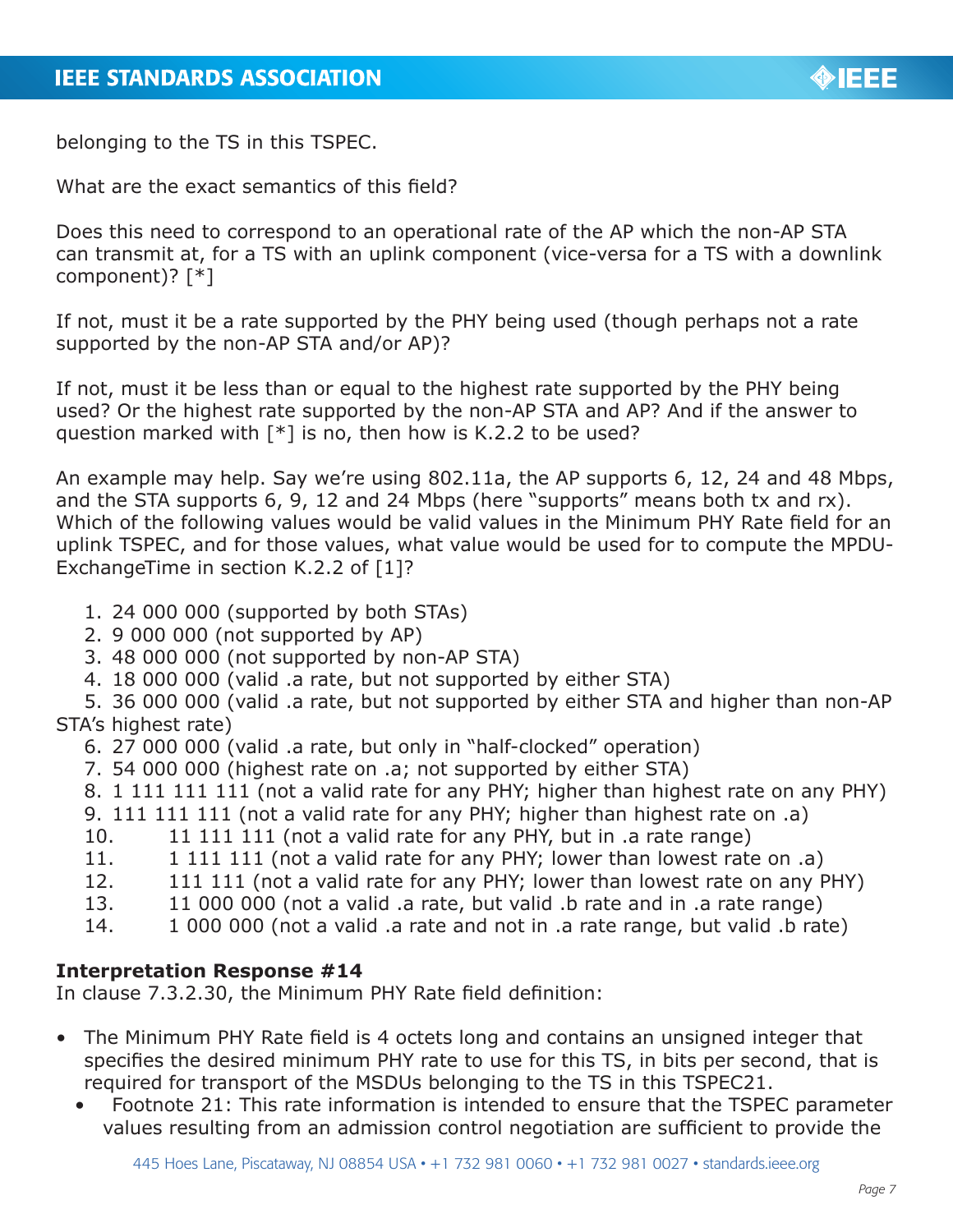belonging to the TS in this TSPEC.

What are the exact semantics of this field?

Does this need to correspond to an operational rate of the AP which the non-AP STA can transmit at, for a TS with an uplink component (vice-versa for a TS with a downlink component)? [*]

If not, must it be a rate supported by the PHY being used (though perhaps not a rate supported by the non-AP STA and/or AP)?

If not, must it be less than or equal to the highest rate supported by the PHY being used? Or the highest rate supported by the non-AP STA and AP? And if the answer to question marked with [*] is no, then how is K.2.2 to be used?

An example may help. Say we're using 802.11a, the AP supports 6, 12, 24 and 48 Mbps, and the STA supports 6, 9, 12 and 24 Mbps (here "supports" means both tx and rx). Which of the following values would be valid values in the Minimum PHY Rate field for an uplink TSPEC, and for those values, what value would be used for to compute the MPDU-ExchangeTime in section K.2.2 of [1]?

1. 24 000 000 (supported by both STAs)
2. 9 000 000 (not supported by AP)
3. 48 000 000 (not supported by non-AP STA)
4. 18 000 000 (valid .a rate, but not supported by either STA)
5. 36 000 000 (valid .a rate, but not supported by either STA and higher than non-AP STA's highest rate)
6. 27 000 000 (valid .a rate, but only in "half-clocked" operation)
7. 54 000 000 (highest rate on .a; not supported by either STA)
8. 1 111 111 111 (not a valid rate for any PHY; higher than highest rate on any PHY)
9. 111 111 111 (not a valid rate for any PHY; higher than highest rate on .a)
10. 11 111 111 (not a valid rate for any PHY, but in .a rate range)
11. 1 111 111 (not a valid rate for any PHY; lower than lowest rate on .a)
12. 111 111 (not a valid rate for any PHY; lower than lowest rate on any PHY)
13. 11 000 000 (not a valid .a rate, but valid .b rate and in .a rate range)
14. 1 000 000 (not a valid .a rate and not in .a rate range, but valid .b rate)

**Interpretation Response #14**
In clause 7.3.2.30, the Minimum PHY Rate field definition:

- The Minimum PHY Rate field is 4 octets long and contains an unsigned integer that specifies the desired minimum PHY rate to use for this TS, in bits per second, that is required for transport of the MSDUs belonging to the TS in this TSPEC21.
  - Footnote 21: This rate information is intended to ensure that the TSPEC parameter values resulting from an admission control negotiation are sufficient to provide the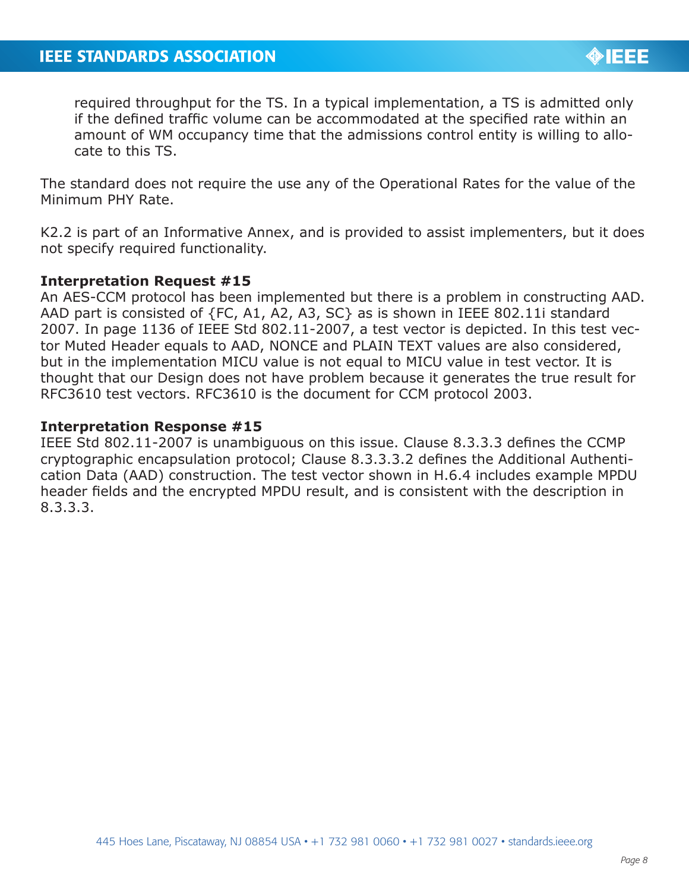required throughput for the TS. In a typical implementation, a TS is admitted only if the defined traffic volume can be accommodated at the specified rate within an amount of WM occupancy time that the admissions control entity is willing to allocate to this TS.

The standard does not require the use any of the Operational Rates for the value of the Minimum PHY Rate.

K2.2 is part of an Informative Annex, and is provided to assist implementers, but it does not specify required functionality.

**Interpretation Request #15**
An AES-CCM protocol has been implemented but there is a problem in constructing AAD. AAD part is consisted of {FC, A1, A2, A3, SC} as is shown in IEEE 802.11i standard 2007. In page 1136 of IEEE Std 802.11-2007, a test vector is depicted. In this test vector Muted Header equals to AAD, NONCE and PLAIN TEXT values are also considered, but in the implementation MICU value is not equal to MICU value in test vector. It is thought that our Design does not have problem because it generates the true result for RFC3610 test vectors. RFC3610 is the document for CCM protocol 2003.

**Interpretation Response #15**
IEEE Std 802.11-2007 is unambiguous on this issue. Clause 8.3.3.3 defines the CCMP cryptographic encapsulation protocol; Clause 8.3.3.3.2 defines the Additional Authentication Data (AAD) construction. The test vector shown in H.6.4 includes example MPDU header fields and the encrypted MPDU result, and is consistent with the description in 8.3.3.3.